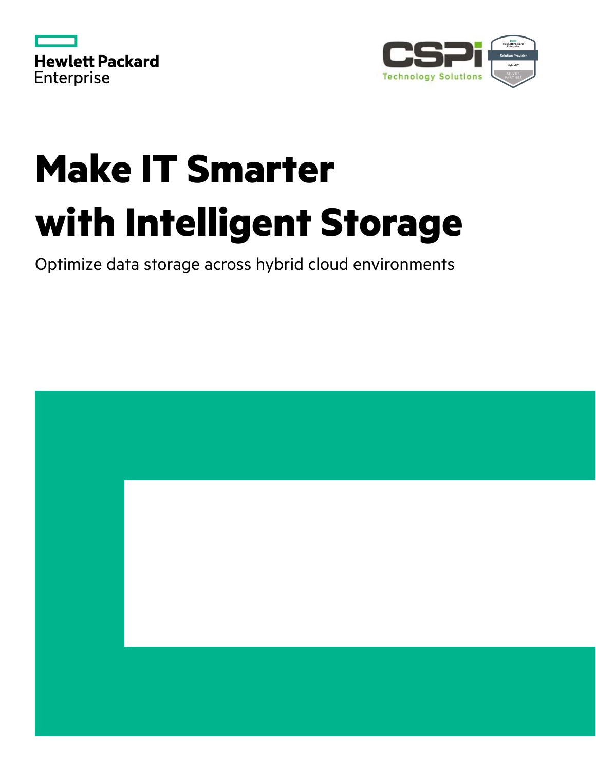Hewlett Packard Enterprise

CSPi Technology Solutions

# Make IT Smarter with Intelligent Storage

Optimize data storage across hybrid cloud environments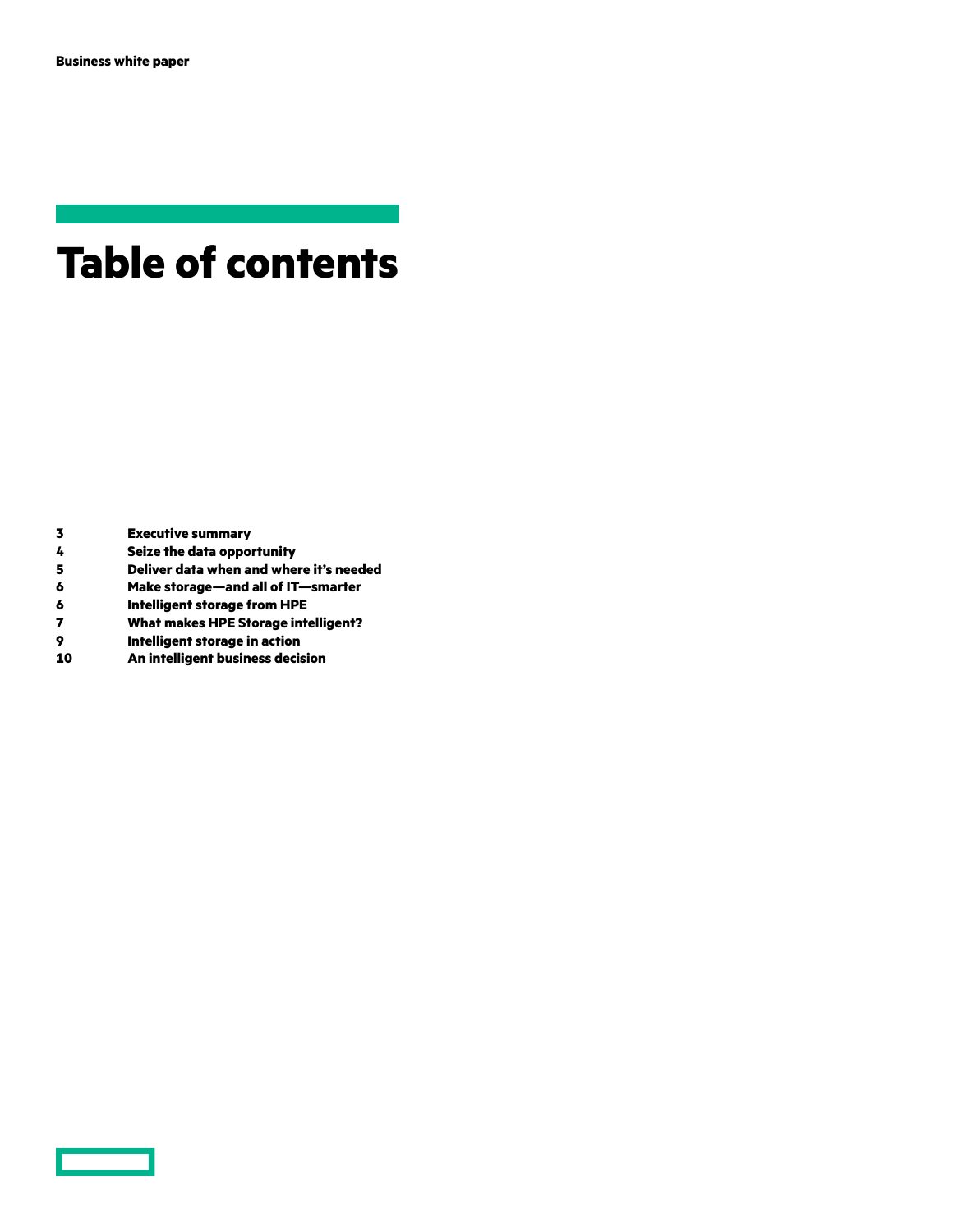# Table of contents

| | |
|---|---|
| 3 | Executive summary |
| 4 | Seize the data opportunity |
| 5 | Deliver data when and where it's needed |
| 6 | Make storage—and all of IT—smarter |
| 6 | Intelligent storage from HPE |
| 7 | What makes HPE Storage intelligent? |
| 9 | Intelligent storage in action |
| 10 | An intelligent business decision |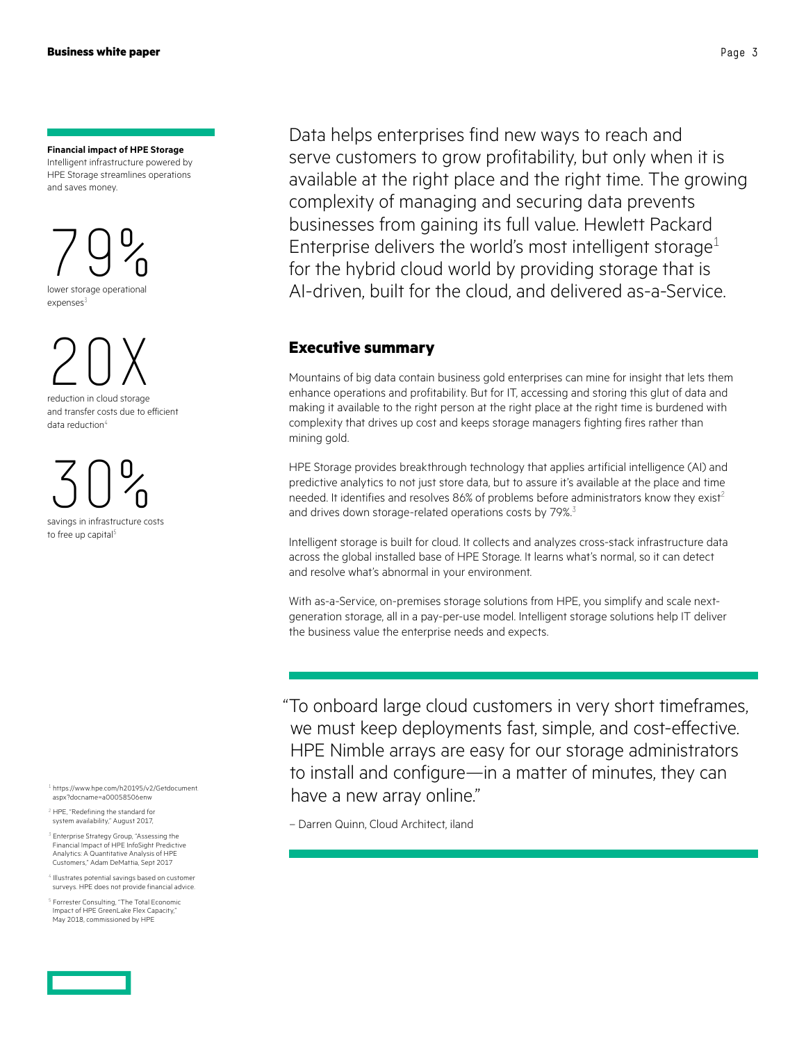**Financial impact of HPE Storage**

Intelligent infrastructure powered by HPE Storage streamlines operations and saves money.

79%

lower storage operational expenses[3]

20X

reduction in cloud storage and transfer costs due to efficient data reduction[4]

30%

savings in infrastructure costs to free up capital[5]

Data helps enterprises find new ways to reach and serve customers to grow profitability, but only when it is available at the right place and the right time. The growing complexity of managing and securing data prevents businesses from gaining its full value. Hewlett Packard Enterprise delivers the world's most intelligent storage[1] for the hybrid cloud world by providing storage that is AI-driven, built for the cloud, and delivered as-a-Service.

## Executive summary

Mountains of big data contain business gold enterprises can mine for insight that lets them enhance operations and profitability. But for IT, accessing and storing this glut of data and making it available to the right person at the right place at the right time is burdened with complexity that drives up cost and keeps storage managers fighting fires rather than mining gold.

HPE Storage provides breakthrough technology that applies artificial intelligence (AI) and predictive analytics to not just store data, but to assure it's available at the place and time needed. It identifies and resolves 86% of problems before administrators know they exist[2] and drives down storage-related operations costs by 79%.[3]

Intelligent storage is built for cloud. It collects and analyzes cross-stack infrastructure data across the global installed base of HPE Storage. It learns what's normal, so it can detect and resolve what's abnormal in your environment.

With as-a-Service, on-premises storage solutions from HPE, you simplify and scale next-generation storage, all in a pay-per-use model. Intelligent storage solutions help IT deliver the business value the enterprise needs and expects.

"To onboard large cloud customers in very short timeframes, we must keep deployments fast, simple, and cost-effective. HPE Nimble arrays are easy for our storage administrators to install and configure—in a matter of minutes, they can have a new array online."

– Darren Quinn, Cloud Architect, iland

[1] https://www.hpe.com/h20195/v2/Getdocument.aspx?docname=a00058506enw

[2] HPE, "Redefining the standard for system availability," August 2017,

[3] Enterprise Strategy Group, "Assessing the Financial Impact of HPE InfoSight Predictive Analytics: A Quantitative Analysis of HPE Customers," Adam DeMattia, Sept 2017

[4] Illustrates potential savings based on customer surveys. HPE does not provide financial advice.

[5] Forrester Consulting, "The Total Economic Impact of HPE GreenLake Flex Capacity," May 2018, commissioned by HPE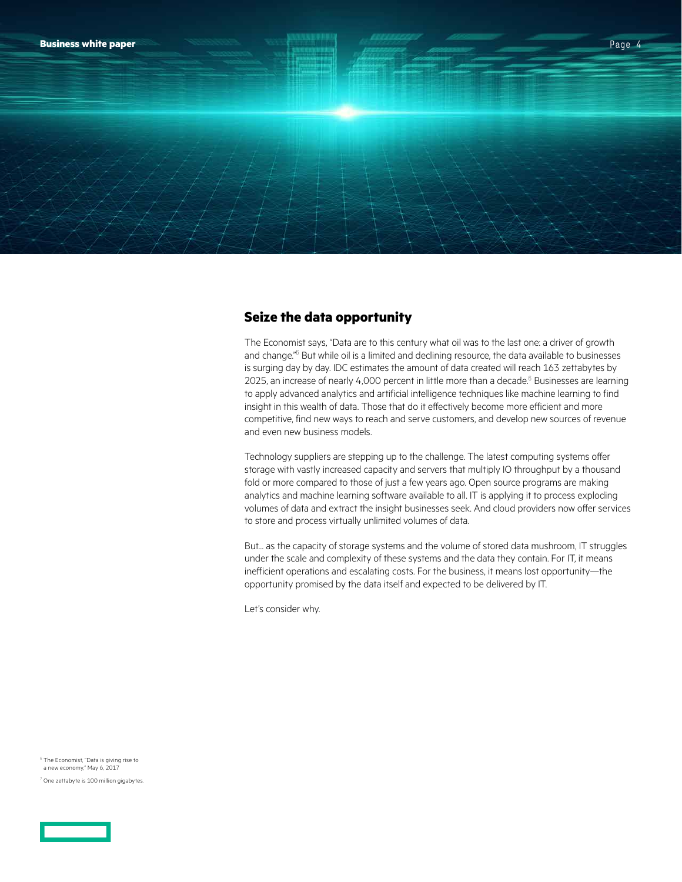## Seize the data opportunity

The Economist says, "Data are to this century what oil was to the last one: a driver of growth and change."[6] But while oil is a limited and declining resource, the data available to businesses is surging day by day. IDC estimates the amount of data created will reach 163 zettabytes by 2025, an increase of nearly 4,000 percent in little more than a decade.[6] Businesses are learning to apply advanced analytics and artificial intelligence techniques like machine learning to find insight in this wealth of data. Those that do it effectively become more efficient and more competitive, find new ways to reach and serve customers, and develop new sources of revenue and even new business models.

Technology suppliers are stepping up to the challenge. The latest computing systems offer storage with vastly increased capacity and servers that multiply IO throughput by a thousand fold or more compared to those of just a few years ago. Open source programs are making analytics and machine learning software available to all. IT is applying it to process exploding volumes of data and extract the insight businesses seek. And cloud providers now offer services to store and process virtually unlimited volumes of data.

But… as the capacity of storage systems and the volume of stored data mushroom, IT struggles under the scale and complexity of these systems and the data they contain. For IT, it means inefficient operations and escalating costs. For the business, it means lost opportunity—the opportunity promised by the data itself and expected to be delivered by IT.

Let's consider why.

[6] The Economist, "Data is giving rise to a new economy," May 6, 2017

[7] One zettabyte is 100 million gigabytes.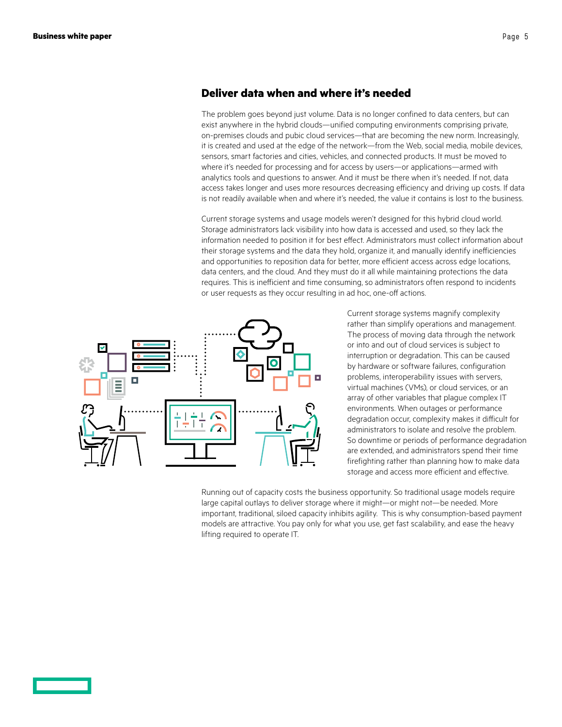## Deliver data when and where it's needed

The problem goes beyond just volume. Data is no longer confined to data centers, but can exist anywhere in the hybrid clouds—unified computing environments comprising private, on-premises clouds and pubic cloud services—that are becoming the new norm. Increasingly, it is created and used at the edge of the network—from the Web, social media, mobile devices, sensors, smart factories and cities, vehicles, and connected products. It must be moved to where it's needed for processing and for access by users—or applications—armed with analytics tools and questions to answer. And it must be there when it's needed. If not, data access takes longer and uses more resources decreasing efficiency and driving up costs. If data is not readily available when and where it's needed, the value it contains is lost to the business.

Current storage systems and usage models weren't designed for this hybrid cloud world. Storage administrators lack visibility into how data is accessed and used, so they lack the information needed to position it for best effect. Administrators must collect information about their storage systems and the data they hold, organize it, and manually identify inefficiencies and opportunities to reposition data for better, more efficient access across edge locations, data centers, and the cloud. And they must do it all while maintaining protections the data requires. This is inefficient and time consuming, so administrators often respond to incidents or user requests as they occur resulting in ad hoc, one-off actions.

Current storage systems magnify complexity rather than simplify operations and management. The process of moving data through the network or into and out of cloud services is subject to interruption or degradation. This can be caused by hardware or software failures, configuration problems, interoperability issues with servers, virtual machines (VMs), or cloud services, or an array of other variables that plague complex IT environments. When outages or performance degradation occur, complexity makes it difficult for administrators to isolate and resolve the problem. So downtime or periods of performance degradation are extended, and administrators spend their time firefighting rather than planning how to make data storage and access more efficient and effective.

Running out of capacity costs the business opportunity. So traditional usage models require large capital outlays to deliver storage where it might—or might not—be needed. More important, traditional, siloed capacity inhibits agility. This is why consumption-based payment models are attractive. You pay only for what you use, get fast scalability, and ease the heavy lifting required to operate IT.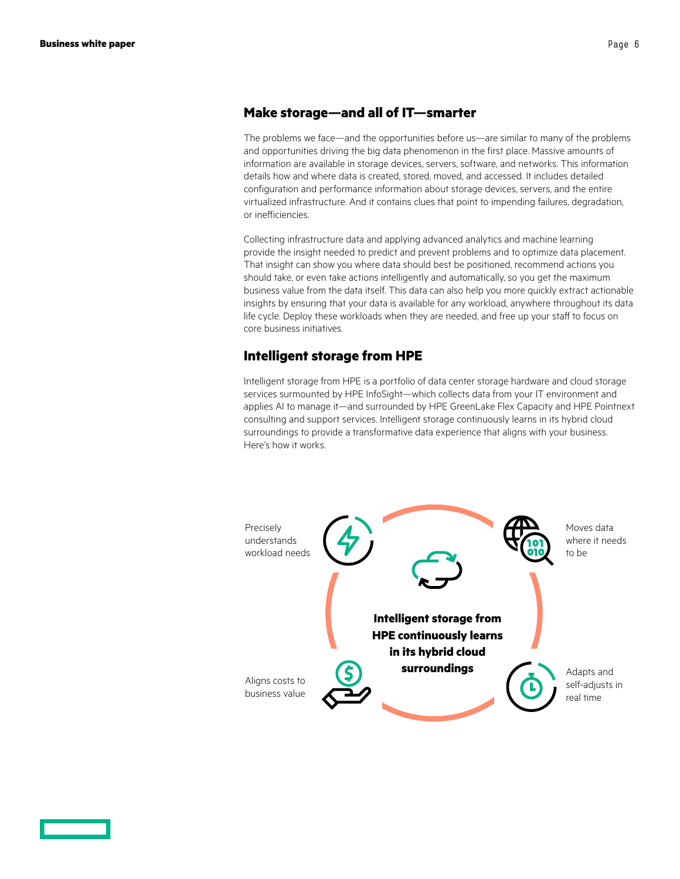## Make storage—and all of IT—smarter

The problems we face—and the opportunities before us—are similar to many of the problems and opportunities driving the big data phenomenon in the first place. Massive amounts of information are available in storage devices, servers, software, and networks. This information details how and where data is created, stored, moved, and accessed. It includes detailed configuration and performance information about storage devices, servers, and the entire virtualized infrastructure. And it contains clues that point to impending failures, degradation, or inefficiencies.

Collecting infrastructure data and applying advanced analytics and machine learning provide the insight needed to predict and prevent problems and to optimize data placement. That insight can show you where data should best be positioned, recommend actions you should take, or even take actions intelligently and automatically, so you get the maximum business value from the data itself. This data can also help you more quickly extract actionable insights by ensuring that your data is available for any workload, anywhere throughout its data life cycle. Deploy these workloads when they are needed, and free up your staff to focus on core business initiatives.

## Intelligent storage from HPE

Intelligent storage from HPE is a portfolio of data center storage hardware and cloud storage services surmounted by HPE InfoSight—which collects data from your IT environment and applies AI to manage it—and surrounded by HPE GreenLake Flex Capacity and HPE Pointnext consulting and support services. Intelligent storage continuously learns in its hybrid cloud surroundings to provide a transformative data experience that aligns with your business. Here's how it works.

**Intelligent storage from HPE continuously learns in its hybrid cloud surroundings**

- Precisely understands workload needs
- Moves data where it needs to be
- Adapts and self-adjusts in real time
- Aligns costs to business value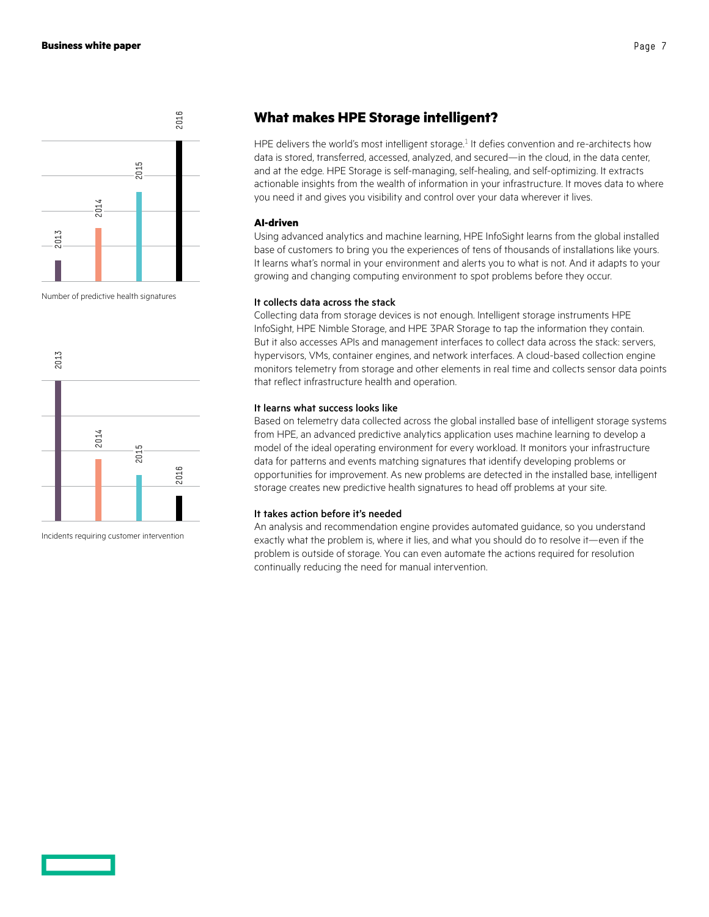Number of predictive health signatures

Incidents requiring customer intervention

## What makes HPE Storage intelligent?

HPE delivers the world's most intelligent storage.[1] It defies convention and re-architects how data is stored, transferred, accessed, analyzed, and secured—in the cloud, in the data center, and at the edge. HPE Storage is self-managing, self-healing, and self-optimizing. It extracts actionable insights from the wealth of information in your infrastructure. It moves data to where you need it and gives you visibility and control over your data wherever it lives.

**AI-driven**

Using advanced analytics and machine learning, HPE InfoSight learns from the global installed base of customers to bring you the experiences of tens of thousands of installations like yours. It learns what's normal in your environment and alerts you to what is not. And it adapts to your growing and changing computing environment to spot problems before they occur.

**It collects data across the stack**

Collecting data from storage devices is not enough. Intelligent storage instruments HPE InfoSight, HPE Nimble Storage, and HPE 3PAR Storage to tap the information they contain. But it also accesses APIs and management interfaces to collect data across the stack: servers, hypervisors, VMs, container engines, and network interfaces. A cloud-based collection engine monitors telemetry from storage and other elements in real time and collects sensor data points that reflect infrastructure health and operation.

**It learns what success looks like**

Based on telemetry data collected across the global installed base of intelligent storage systems from HPE, an advanced predictive analytics application uses machine learning to develop a model of the ideal operating environment for every workload. It monitors your infrastructure data for patterns and events matching signatures that identify developing problems or opportunities for improvement. As new problems are detected in the installed base, intelligent storage creates new predictive health signatures to head off problems at your site.

**It takes action before it's needed**

An analysis and recommendation engine provides automated guidance, so you understand exactly what the problem is, where it lies, and what you should do to resolve it—even if the problem is outside of storage. You can even automate the actions required for resolution continually reducing the need for manual intervention.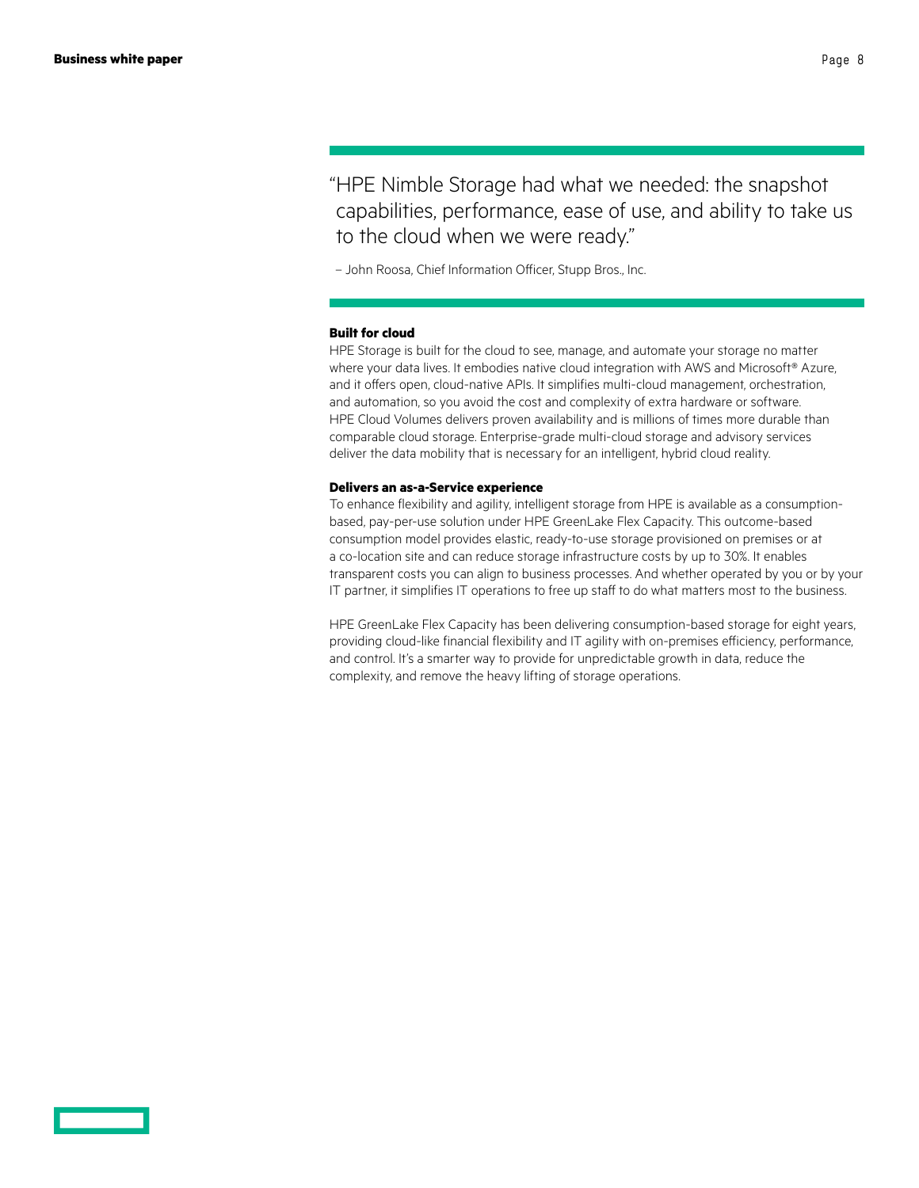> "HPE Nimble Storage had what we needed: the snapshot capabilities, performance, ease of use, and ability to take us to the cloud when we were ready."
>
> – John Roosa, Chief Information Officer, Stupp Bros., Inc.

**Built for cloud**

HPE Storage is built for the cloud to see, manage, and automate your storage no matter where your data lives. It embodies native cloud integration with AWS and Microsoft® Azure, and it offers open, cloud-native APIs. It simplifies multi-cloud management, orchestration, and automation, so you avoid the cost and complexity of extra hardware or software. HPE Cloud Volumes delivers proven availability and is millions of times more durable than comparable cloud storage. Enterprise-grade multi-cloud storage and advisory services deliver the data mobility that is necessary for an intelligent, hybrid cloud reality.

**Delivers an as-a-Service experience**

To enhance flexibility and agility, intelligent storage from HPE is available as a consumption-based, pay-per-use solution under HPE GreenLake Flex Capacity. This outcome-based consumption model provides elastic, ready-to-use storage provisioned on premises or at a co-location site and can reduce storage infrastructure costs by up to 30%. It enables transparent costs you can align to business processes. And whether operated by you or by your IT partner, it simplifies IT operations to free up staff to do what matters most to the business.

HPE GreenLake Flex Capacity has been delivering consumption-based storage for eight years, providing cloud-like financial flexibility and IT agility with on-premises efficiency, performance, and control. It's a smarter way to provide for unpredictable growth in data, reduce the complexity, and remove the heavy lifting of storage operations.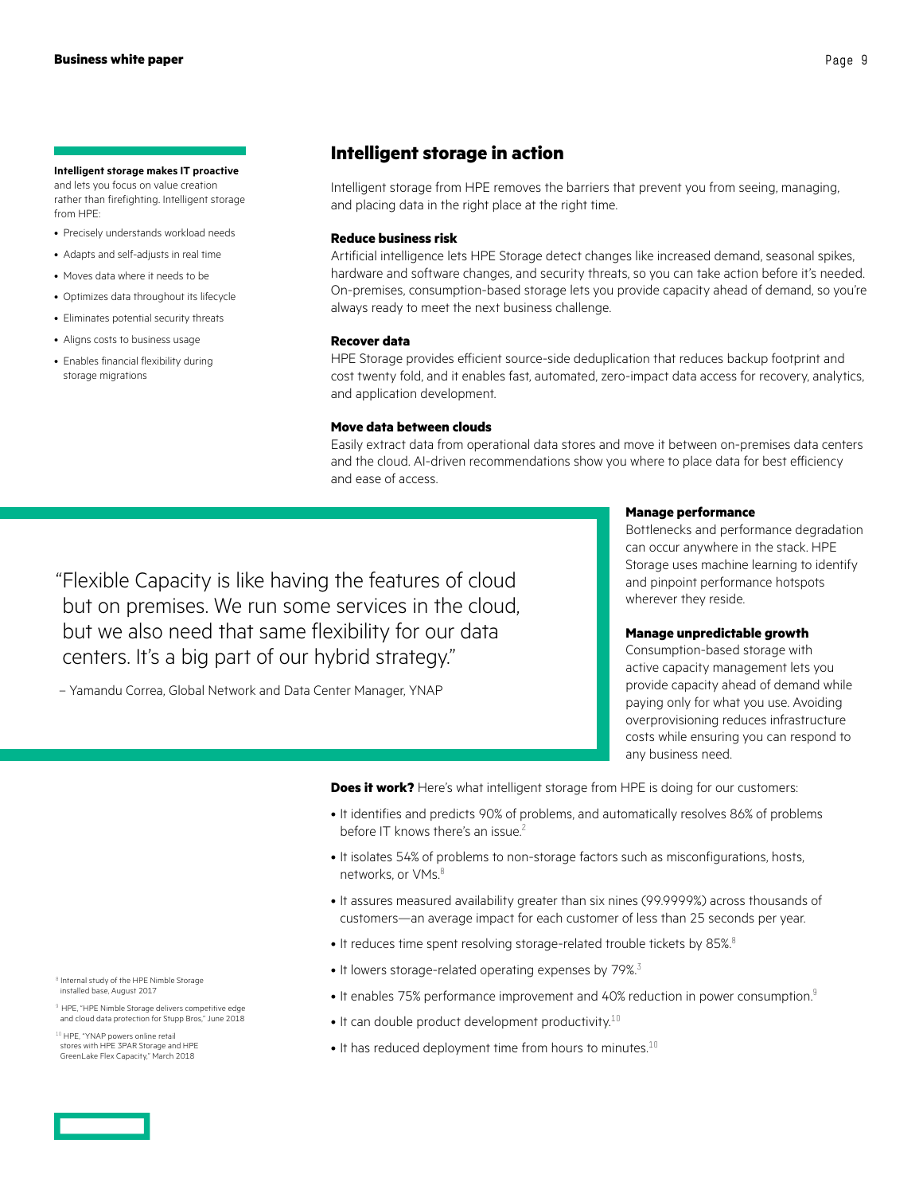**Intelligent storage makes IT proactive** and lets you focus on value creation rather than firefighting. Intelligent storage from HPE:

- Precisely understands workload needs
- Adapts and self-adjusts in real time
- Moves data where it needs to be
- Optimizes data throughout its lifecycle
- Eliminates potential security threats
- Aligns costs to business usage
- Enables financial flexibility during storage migrations

## Intelligent storage in action

Intelligent storage from HPE removes the barriers that prevent you from seeing, managing, and placing data in the right place at the right time.

**Reduce business risk**
Artificial intelligence lets HPE Storage detect changes like increased demand, seasonal spikes, hardware and software changes, and security threats, so you can take action before it's needed. On-premises, consumption-based storage lets you provide capacity ahead of demand, so you're always ready to meet the next business challenge.

**Recover data**
HPE Storage provides efficient source-side deduplication that reduces backup footprint and cost twenty fold, and it enables fast, automated, zero-impact data access for recovery, analytics, and application development.

**Move data between clouds**
Easily extract data from operational data stores and move it between on-premises data centers and the cloud. AI-driven recommendations show you where to place data for best efficiency and ease of access.

**Manage performance**
Bottlenecks and performance degradation can occur anywhere in the stack. HPE Storage uses machine learning to identify and pinpoint performance hotspots wherever they reside.

**Manage unpredictable growth**
Consumption-based storage with active capacity management lets you provide capacity ahead of demand while paying only for what you use. Avoiding overprovisioning reduces infrastructure costs while ensuring you can respond to any business need.

> "Flexible Capacity is like having the features of cloud but on premises. We run some services in the cloud, but we also need that same flexibility for our data centers. It's a big part of our hybrid strategy."
>
> – Yamandu Correa, Global Network and Data Center Manager, YNAP

**Does it work?** Here's what intelligent storage from HPE is doing for our customers:

- It identifies and predicts 90% of problems, and automatically resolves 86% of problems before IT knows there's an issue.[2]
- It isolates 54% of problems to non-storage factors such as misconfigurations, hosts, networks, or VMs.[8]
- It assures measured availability greater than six nines (99.9999%) across thousands of customers—an average impact for each customer of less than 25 seconds per year.
- It reduces time spent resolving storage-related trouble tickets by 85%.[8]
- It lowers storage-related operating expenses by 79%.[3]
- It enables 75% performance improvement and 40% reduction in power consumption.[9]
- It can double product development productivity.[10]
- It has reduced deployment time from hours to minutes.[10]

[8] Internal study of the HPE Nimble Storage installed base, August 2017

[9] HPE, "HPE Nimble Storage delivers competitive edge and cloud data protection for Stupp Bros," June 2018

[10] HPE, "YNAP powers online retail stores with HPE 3PAR Storage and HPE GreenLake Flex Capacity," March 2018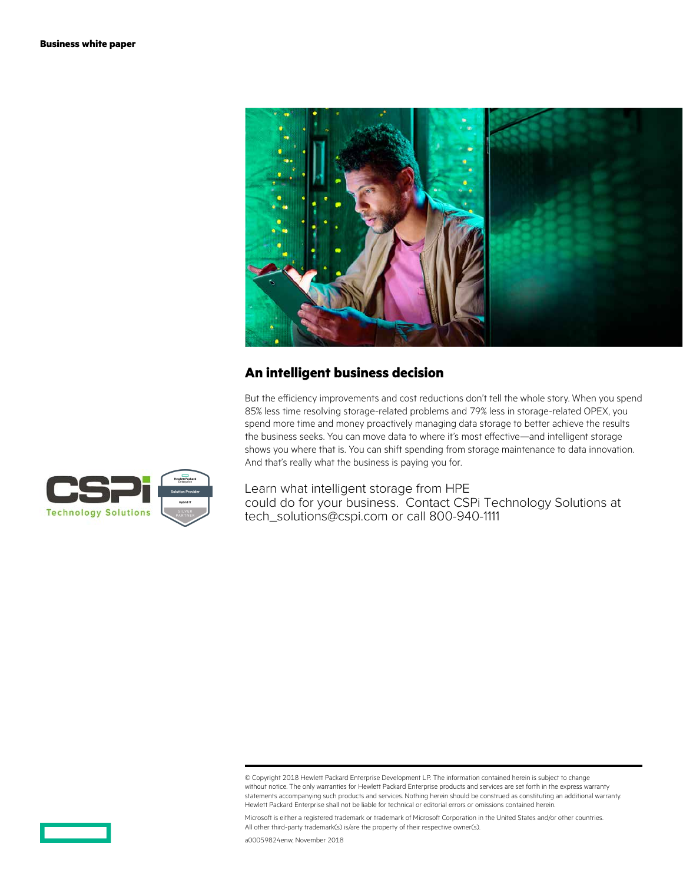## An intelligent business decision

But the efficiency improvements and cost reductions don't tell the whole story. When you spend 85% less time resolving storage-related problems and 79% less in storage-related OPEX, you spend more time and money proactively managing data storage to better achieve the results the business seeks. You can move data to where it's most effective—and intelligent storage shows you where that is. You can shift spending from storage maintenance to data innovation. And that's really what the business is paying you for.

Learn what intelligent storage from HPE could do for your business. Contact CSPi Technology Solutions at tech_solutions@cspi.com or call 800-940-1111

© Copyright 2018 Hewlett Packard Enterprise Development LP. The information contained herein is subject to change without notice. The only warranties for Hewlett Packard Enterprise products and services are set forth in the express warranty statements accompanying such products and services. Nothing herein should be construed as constituting an additional warranty. Hewlett Packard Enterprise shall not be liable for technical or editorial errors or omissions contained herein.

Microsoft is either a registered trademark or trademark of Microsoft Corporation in the United States and/or other countries. All other third-party trademark(s) is/are the property of their respective owner(s).

a00059824enw, November 2018